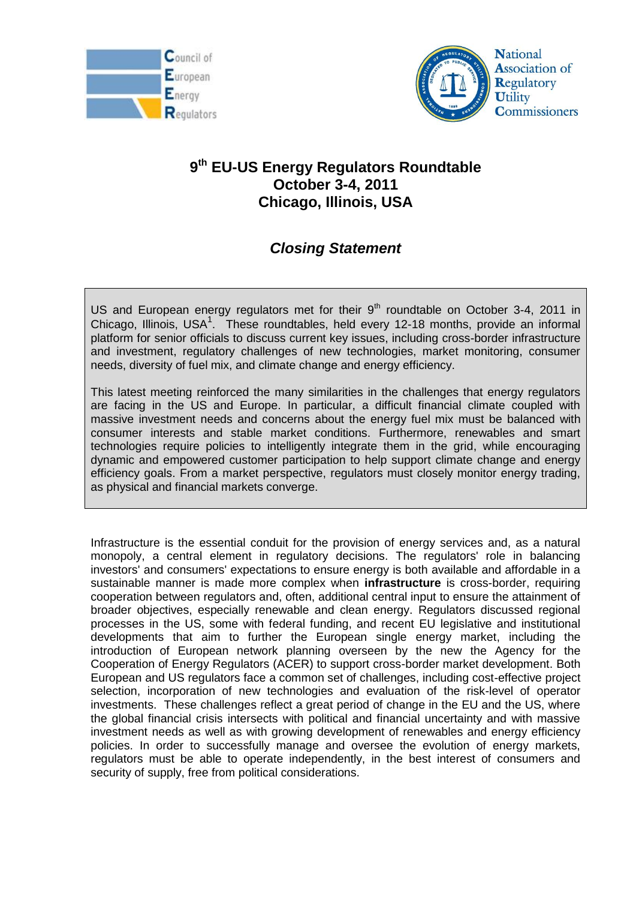Council of European Energy Regulators

National Association of Regulatory Utility Commissioners

# 9th EU-US Energy Regulators Roundtable
# October 3-4, 2011
# Chicago, Illinois, USA

## *Closing Statement*

US and European energy regulators met for their 9th roundtable on October 3-4, 2011 in Chicago, Illinois, USA[1]. These roundtables, held every 12-18 months, provide an informal platform for senior officials to discuss current key issues, including cross-border infrastructure and investment, regulatory challenges of new technologies, market monitoring, consumer needs, diversity of fuel mix, and climate change and energy efficiency.

This latest meeting reinforced the many similarities in the challenges that energy regulators are facing in the US and Europe. In particular, a difficult financial climate coupled with massive investment needs and concerns about the energy fuel mix must be balanced with consumer interests and stable market conditions. Furthermore, renewables and smart technologies require policies to intelligently integrate them in the grid, while encouraging dynamic and empowered customer participation to help support climate change and energy efficiency goals. From a market perspective, regulators must closely monitor energy trading, as physical and financial markets converge.

Infrastructure is the essential conduit for the provision of energy services and, as a natural monopoly, a central element in regulatory decisions. The regulators' role in balancing investors' and consumers' expectations to ensure energy is both available and affordable in a sustainable manner is made more complex when **infrastructure** is cross-border, requiring cooperation between regulators and, often, additional central input to ensure the attainment of broader objectives, especially renewable and clean energy. Regulators discussed regional processes in the US, some with federal funding, and recent EU legislative and institutional developments that aim to further the European single energy market, including the introduction of European network planning overseen by the new the Agency for the Cooperation of Energy Regulators (ACER) to support cross-border market development. Both European and US regulators face a common set of challenges, including cost-effective project selection, incorporation of new technologies and evaluation of the risk-level of operator investments. These challenges reflect a great period of change in the EU and the US, where the global financial crisis intersects with political and financial uncertainty and with massive investment needs as well as with growing development of renewables and energy efficiency policies. In order to successfully manage and oversee the evolution of energy markets, regulators must be able to operate independently, in the best interest of consumers and security of supply, free from political considerations.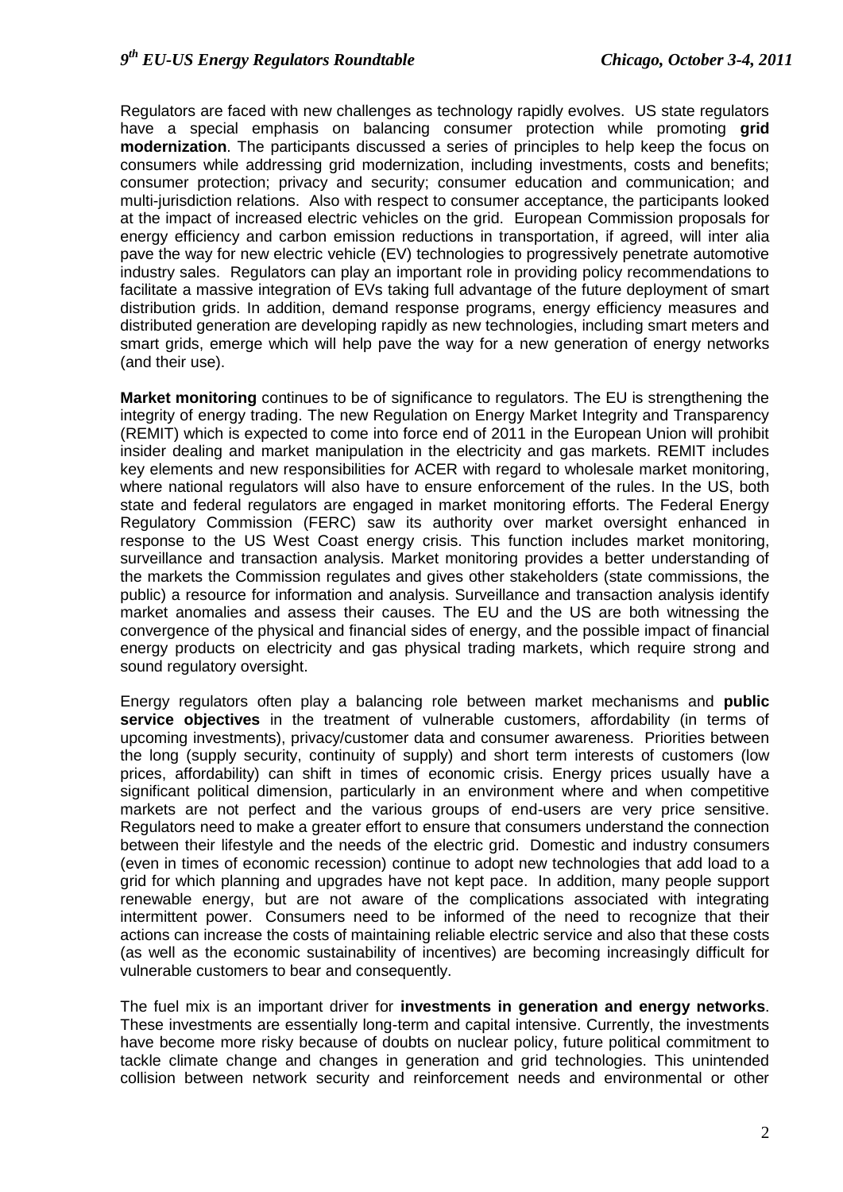Regulators are faced with new challenges as technology rapidly evolves. US state regulators have a special emphasis on balancing consumer protection while promoting **grid modernization**. The participants discussed a series of principles to help keep the focus on consumers while addressing grid modernization, including investments, costs and benefits; consumer protection; privacy and security; consumer education and communication; and multi-jurisdiction relations. Also with respect to consumer acceptance, the participants looked at the impact of increased electric vehicles on the grid. European Commission proposals for energy efficiency and carbon emission reductions in transportation, if agreed, will inter alia pave the way for new electric vehicle (EV) technologies to progressively penetrate automotive industry sales. Regulators can play an important role in providing policy recommendations to facilitate a massive integration of EVs taking full advantage of the future deployment of smart distribution grids. In addition, demand response programs, energy efficiency measures and distributed generation are developing rapidly as new technologies, including smart meters and smart grids, emerge which will help pave the way for a new generation of energy networks (and their use).

**Market monitoring** continues to be of significance to regulators. The EU is strengthening the integrity of energy trading. The new Regulation on Energy Market Integrity and Transparency (REMIT) which is expected to come into force end of 2011 in the European Union will prohibit insider dealing and market manipulation in the electricity and gas markets. REMIT includes key elements and new responsibilities for ACER with regard to wholesale market monitoring, where national regulators will also have to ensure enforcement of the rules. In the US, both state and federal regulators are engaged in market monitoring efforts. The Federal Energy Regulatory Commission (FERC) saw its authority over market oversight enhanced in response to the US West Coast energy crisis. This function includes market monitoring, surveillance and transaction analysis. Market monitoring provides a better understanding of the markets the Commission regulates and gives other stakeholders (state commissions, the public) a resource for information and analysis. Surveillance and transaction analysis identify market anomalies and assess their causes. The EU and the US are both witnessing the convergence of the physical and financial sides of energy, and the possible impact of financial energy products on electricity and gas physical trading markets, which require strong and sound regulatory oversight.

Energy regulators often play a balancing role between market mechanisms and **public service objectives** in the treatment of vulnerable customers, affordability (in terms of upcoming investments), privacy/customer data and consumer awareness. Priorities between the long (supply security, continuity of supply) and short term interests of customers (low prices, affordability) can shift in times of economic crisis. Energy prices usually have a significant political dimension, particularly in an environment where and when competitive markets are not perfect and the various groups of end-users are very price sensitive. Regulators need to make a greater effort to ensure that consumers understand the connection between their lifestyle and the needs of the electric grid. Domestic and industry consumers (even in times of economic recession) continue to adopt new technologies that add load to a grid for which planning and upgrades have not kept pace. In addition, many people support renewable energy, but are not aware of the complications associated with integrating intermittent power. Consumers need to be informed of the need to recognize that their actions can increase the costs of maintaining reliable electric service and also that these costs (as well as the economic sustainability of incentives) are becoming increasingly difficult for vulnerable customers to bear and consequently.

The fuel mix is an important driver for **investments in generation and energy networks**. These investments are essentially long-term and capital intensive. Currently, the investments have become more risky because of doubts on nuclear policy, future political commitment to tackle climate change and changes in generation and grid technologies. This unintended collision between network security and reinforcement needs and environmental or other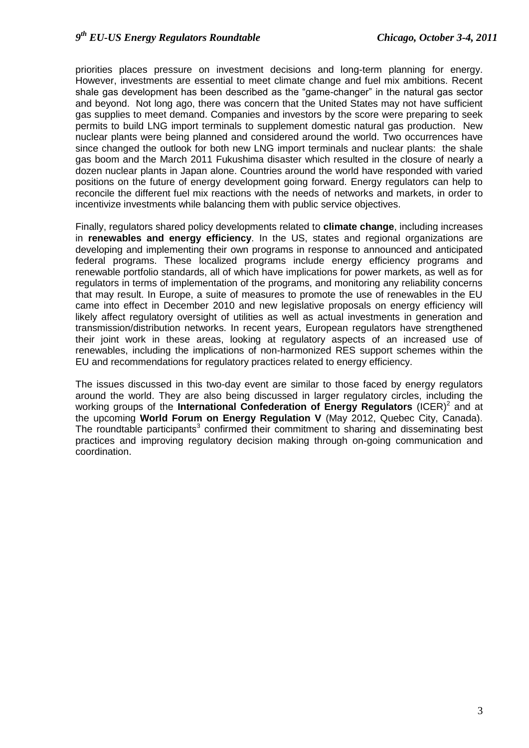priorities places pressure on investment decisions and long-term planning for energy. However, investments are essential to meet climate change and fuel mix ambitions. Recent shale gas development has been described as the "game-changer" in the natural gas sector and beyond. Not long ago, there was concern that the United States may not have sufficient gas supplies to meet demand. Companies and investors by the score were preparing to seek permits to build LNG import terminals to supplement domestic natural gas production. New nuclear plants were being planned and considered around the world. Two occurrences have since changed the outlook for both new LNG import terminals and nuclear plants: the shale gas boom and the March 2011 Fukushima disaster which resulted in the closure of nearly a dozen nuclear plants in Japan alone. Countries around the world have responded with varied positions on the future of energy development going forward. Energy regulators can help to reconcile the different fuel mix reactions with the needs of networks and markets, in order to incentivize investments while balancing them with public service objectives.

Finally, regulators shared policy developments related to **climate change**, including increases in **renewables and energy efficiency**. In the US, states and regional organizations are developing and implementing their own programs in response to announced and anticipated federal programs. These localized programs include energy efficiency programs and renewable portfolio standards, all of which have implications for power markets, as well as for regulators in terms of implementation of the programs, and monitoring any reliability concerns that may result. In Europe, a suite of measures to promote the use of renewables in the EU came into effect in December 2010 and new legislative proposals on energy efficiency will likely affect regulatory oversight of utilities as well as actual investments in generation and transmission/distribution networks. In recent years, European regulators have strengthened their joint work in these areas, looking at regulatory aspects of an increased use of renewables, including the implications of non-harmonized RES support schemes within the EU and recommendations for regulatory practices related to energy efficiency.

The issues discussed in this two-day event are similar to those faced by energy regulators around the world. They are also being discussed in larger regulatory circles, including the working groups of the **International Confederation of Energy Regulators** (ICER)[2] and at the upcoming **World Forum on Energy Regulation V** (May 2012, Quebec City, Canada). The roundtable participants[3] confirmed their commitment to sharing and disseminating best practices and improving regulatory decision making through on-going communication and coordination.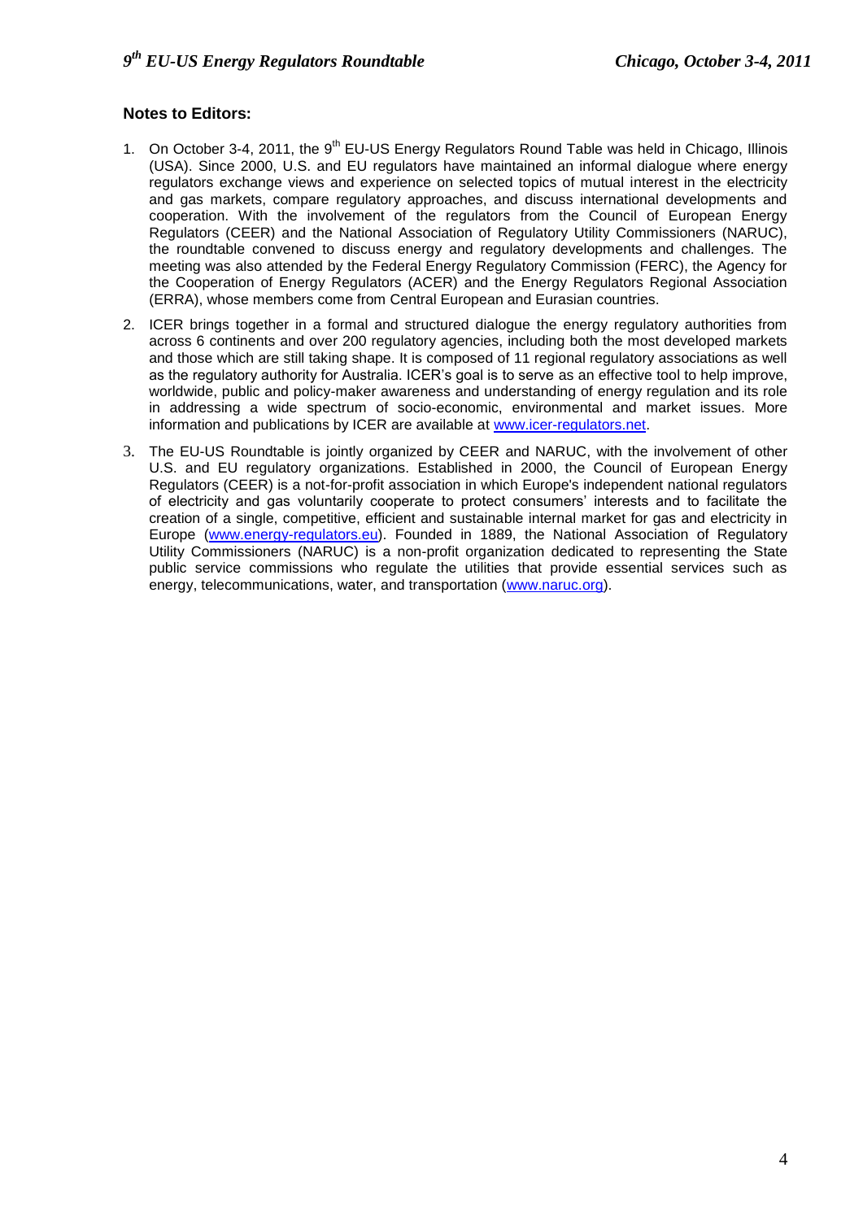**Notes to Editors:**

1. On October 3-4, 2011, the 9th EU-US Energy Regulators Round Table was held in Chicago, Illinois (USA). Since 2000, U.S. and EU regulators have maintained an informal dialogue where energy regulators exchange views and experience on selected topics of mutual interest in the electricity and gas markets, compare regulatory approaches, and discuss international developments and cooperation. With the involvement of the regulators from the Council of European Energy Regulators (CEER) and the National Association of Regulatory Utility Commissioners (NARUC), the roundtable convened to discuss energy and regulatory developments and challenges. The meeting was also attended by the Federal Energy Regulatory Commission (FERC), the Agency for the Cooperation of Energy Regulators (ACER) and the Energy Regulators Regional Association (ERRA), whose members come from Central European and Eurasian countries.

2. ICER brings together in a formal and structured dialogue the energy regulatory authorities from across 6 continents and over 200 regulatory agencies, including both the most developed markets and those which are still taking shape. It is composed of 11 regional regulatory associations as well as the regulatory authority for Australia. ICER's goal is to serve as an effective tool to help improve, worldwide, public and policy-maker awareness and understanding of energy regulation and its role in addressing a wide spectrum of socio-economic, environmental and market issues. More information and publications by ICER are available at [www.icer-regulators.net](http://www.icer-regulators.net).

3. The EU-US Roundtable is jointly organized by CEER and NARUC, with the involvement of other U.S. and EU regulatory organizations. Established in 2000, the Council of European Energy Regulators (CEER) is a not-for-profit association in which Europe's independent national regulators of electricity and gas voluntarily cooperate to protect consumers' interests and to facilitate the creation of a single, competitive, efficient and sustainable internal market for gas and electricity in Europe ([www.energy-regulators.eu](http://www.energy-regulators.eu)). Founded in 1889, the National Association of Regulatory Utility Commissioners (NARUC) is a non-profit organization dedicated to representing the State public service commissions who regulate the utilities that provide essential services such as energy, telecommunications, water, and transportation ([www.naruc.org](http://www.naruc.org)).